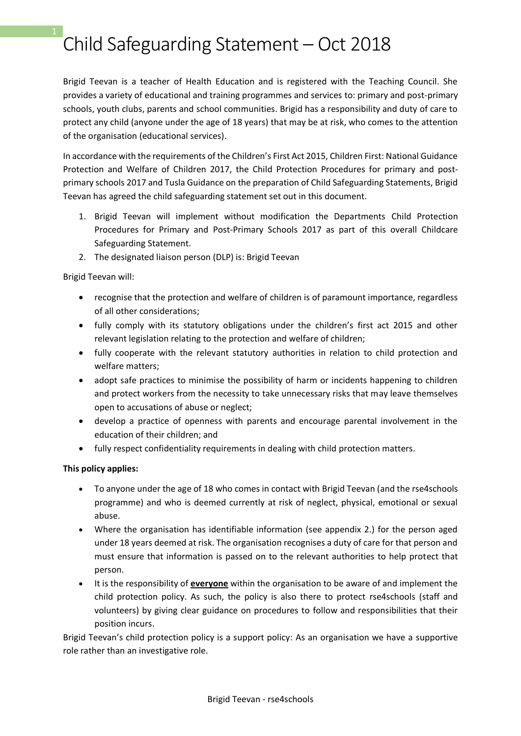# Child Safeguarding Statement – Oct 2018

Brigid Teevan is a teacher of Health Education and is registered with the Teaching Council. She provides a variety of educational and training programmes and services to: primary and post-primary schools, youth clubs, parents and school communities. Brigid has a responsibility and duty of care to protect any child (anyone under the age of 18 years) that may be at risk, who comes to the attention of the organisation (educational services).

In accordance with the requirements of the Children's First Act 2015, Children First: National Guidance Protection and Welfare of Children 2017, the Child Protection Procedures for primary and post-primary schools 2017 and Tusla Guidance on the preparation of Child Safeguarding Statements, Brigid Teevan has agreed the child safeguarding statement set out in this document.

1. Brigid Teevan will implement without modification the Departments Child Protection Procedures for Primary and Post-Primary Schools 2017 as part of this overall Childcare Safeguarding Statement.
2. The designated liaison person (DLP) is: Brigid Teevan

Brigid Teevan will:

- recognise that the protection and welfare of children is of paramount importance, regardless of all other considerations;
- fully comply with its statutory obligations under the children's first act 2015 and other relevant legislation relating to the protection and welfare of children;
- fully cooperate with the relevant statutory authorities in relation to child protection and welfare matters;
- adopt safe practices to minimise the possibility of harm or incidents happening to children and protect workers from the necessity to take unnecessary risks that may leave themselves open to accusations of abuse or neglect;
- develop a practice of openness with parents and encourage parental involvement in the education of their children; and
- fully respect confidentiality requirements in dealing with child protection matters.

**This policy applies:**

- To anyone under the age of 18 who comes in contact with Brigid Teevan (and the rse4schools programme) and who is deemed currently at risk of neglect, physical, emotional or sexual abuse.
- Where the organisation has identifiable information (see appendix 2.) for the person aged under 18 years deemed at risk. The organisation recognises a duty of care for that person and must ensure that information is passed on to the relevant authorities to help protect that person.
- It is the responsibility of <u>**everyone**</u> within the organisation to be aware of and implement the child protection policy. As such, the policy is also there to protect rse4schools (staff and volunteers) by giving clear guidance on procedures to follow and responsibilities that their position incurs.

Brigid Teevan's child protection policy is a support policy: As an organisation we have a supportive role rather than an investigative role.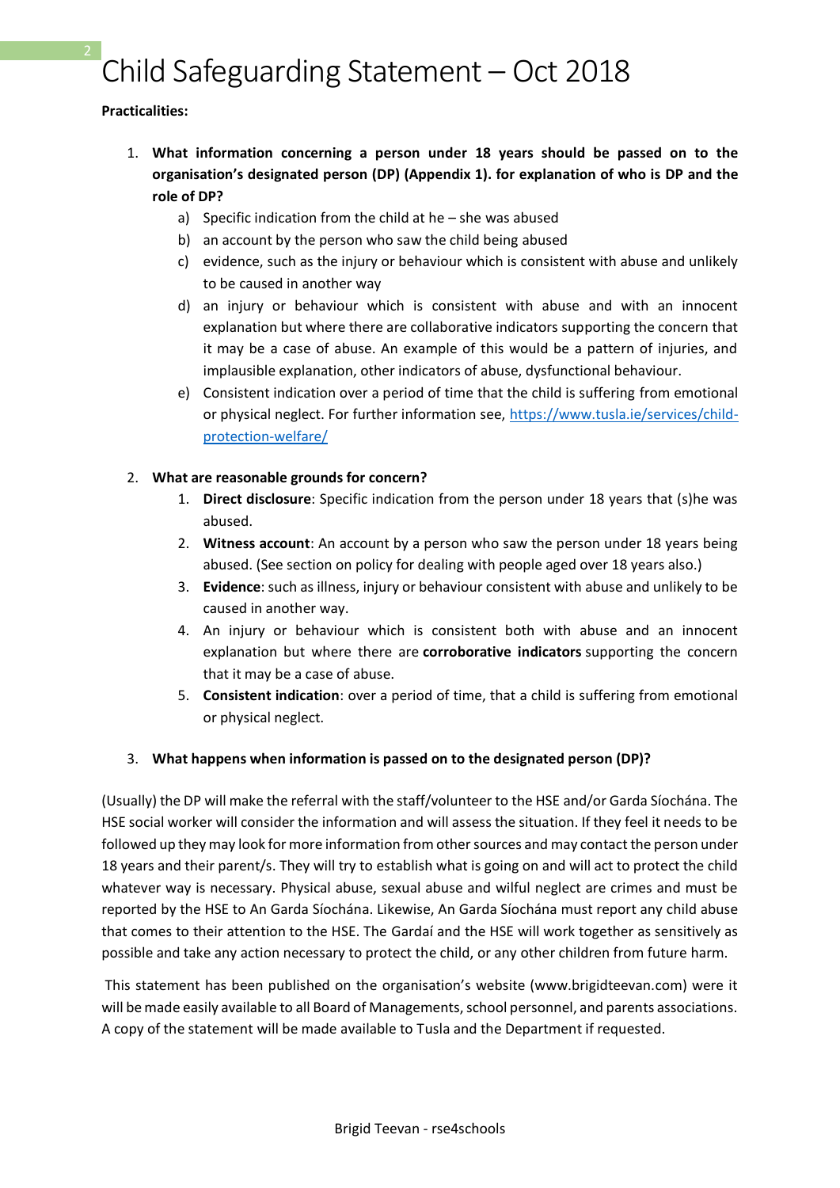# Child Safeguarding Statement – Oct 2018

**Practicalities:**

1. **What information concerning a person under 18 years should be passed on to the organisation's designated person (DP) (Appendix 1). for explanation of who is DP and the role of DP?**
   a) Specific indication from the child at he – she was abused
   b) an account by the person who saw the child being abused
   c) evidence, such as the injury or behaviour which is consistent with abuse and unlikely to be caused in another way
   d) an injury or behaviour which is consistent with abuse and with an innocent explanation but where there are collaborative indicators supporting the concern that it may be a case of abuse. An example of this would be a pattern of injuries, and implausible explanation, other indicators of abuse, dysfunctional behaviour.
   e) Consistent indication over a period of time that the child is suffering from emotional or physical neglect. For further information see, https://www.tusla.ie/services/child-protection-welfare/

2. **What are reasonable grounds for concern?**
   1. **Direct disclosure**: Specific indication from the person under 18 years that (s)he was abused.
   2. **Witness account**: An account by a person who saw the person under 18 years being abused. (See section on policy for dealing with people aged over 18 years also.)
   3. **Evidence**: such as illness, injury or behaviour consistent with abuse and unlikely to be caused in another way.
   4. An injury or behaviour which is consistent both with abuse and an innocent explanation but where there are **corroborative indicators** supporting the concern that it may be a case of abuse.
   5. **Consistent indication**: over a period of time, that a child is suffering from emotional or physical neglect.

3. **What happens when information is passed on to the designated person (DP)?**

(Usually) the DP will make the referral with the staff/volunteer to the HSE and/or Garda Síochána. The HSE social worker will consider the information and will assess the situation. If they feel it needs to be followed up they may look for more information from other sources and may contact the person under 18 years and their parent/s. They will try to establish what is going on and will act to protect the child whatever way is necessary. Physical abuse, sexual abuse and wilful neglect are crimes and must be reported by the HSE to An Garda Síochána. Likewise, An Garda Síochána must report any child abuse that comes to their attention to the HSE. The Gardaí and the HSE will work together as sensitively as possible and take any action necessary to protect the child, or any other children from future harm.

This statement has been published on the organisation's website (www.brigidteevan.com) were it will be made easily available to all Board of Managements, school personnel, and parents associations. A copy of the statement will be made available to Tusla and the Department if requested.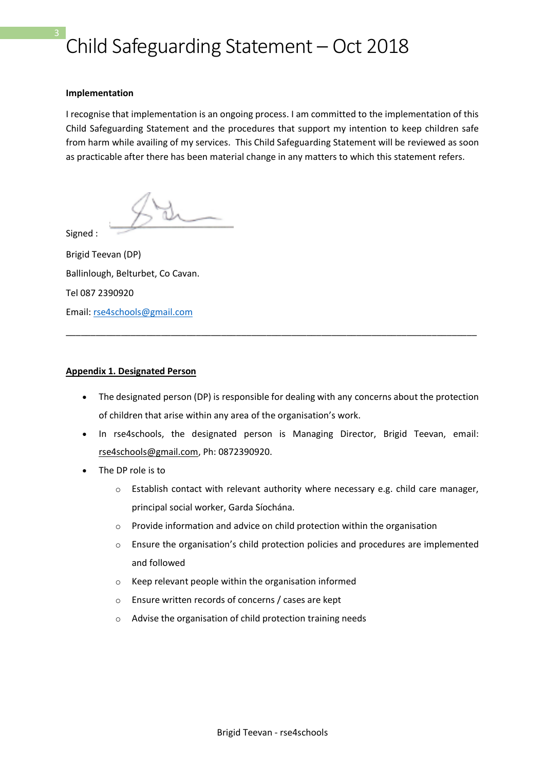# Child Safeguarding Statement – Oct 2018

**Implementation**

I recognise that implementation is an ongoing process. I am committed to the implementation of this Child Safeguarding Statement and the procedures that support my intention to keep children safe from harm while availing of my services. This Child Safeguarding Statement will be reviewed as soon as practicable after there has been material change in any matters to which this statement refers.

Signed :

Brigid Teevan (DP)

Ballinlough, Belturbet, Co Cavan.

Tel 087 2390920

Email: rse4schools@gmail.com

---

**Appendix 1. Designated Person**

- The designated person (DP) is responsible for dealing with any concerns about the protection of children that arise within any area of the organisation's work.
- In rse4schools, the designated person is Managing Director, Brigid Teevan, email: rse4schools@gmail.com, Ph: 0872390920.
- The DP role is to
  - Establish contact with relevant authority where necessary e.g. child care manager, principal social worker, Garda Síochána.
  - Provide information and advice on child protection within the organisation
  - Ensure the organisation's child protection policies and procedures are implemented and followed
  - Keep relevant people within the organisation informed
  - Ensure written records of concerns / cases are kept
  - Advise the organisation of child protection training needs